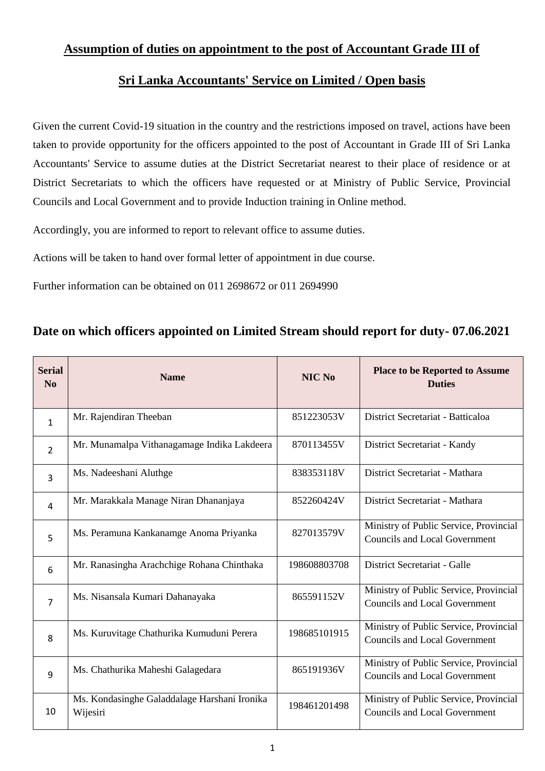# Assumption of duties on appointment to the post of Accountant Grade III of

# Sri Lanka Accountants' Service on Limited / Open basis

Given the current Covid-19 situation in the country and the restrictions imposed on travel, actions have been taken to provide opportunity for the officers appointed to the post of Accountant in Grade III of Sri Lanka Accountants' Service to assume duties at the District Secretariat nearest to their place of residence or at District Secretariats to which the officers have requested or at Ministry of Public Service, Provincial Councils and Local Government and to provide Induction training in Online method.

Accordingly, you are informed to report to relevant office to assume duties.

Actions will be taken to hand over formal letter of appointment in due course.

Further information can be obtained on 011 2698672 or 011 2694990

## Date on which officers appointed on Limited Stream should report for duty- 07.06.2021

| Serial No | Name | NIC No | Place to be Reported to Assume Duties |
|---|---|---|---|
| 1 | Mr. Rajendiran Theeban | 851223053V | District Secretariat - Batticaloa |
| 2 | Mr. Munamalpa Vithanagamage Indika Lakdeera | 870113455V | District Secretariat - Kandy |
| 3 | Ms. Nadeeshani Aluthge | 838353118V | District Secretariat - Mathara |
| 4 | Mr. Marakkala Manage Niran Dhananjaya | 852260424V | District Secretariat - Mathara |
| 5 | Ms. Peramuna Kankanamge Anoma Priyanka | 827013579V | Ministry of Public Service, Provincial Councils and Local Government |
| 6 | Mr. Ranasingha Arachchige Rohana Chinthaka | 198608803708 | District Secretariat - Galle |
| 7 | Ms. Nisansala Kumari Dahanayaka | 865591152V | Ministry of Public Service, Provincial Councils and Local Government |
| 8 | Ms. Kuruvitage Chathurika Kumuduni Perera | 198685101915 | Ministry of Public Service, Provincial Councils and Local Government |
| 9 | Ms. Chathurika Maheshi Galagedara | 865191936V | Ministry of Public Service, Provincial Councils and Local Government |
| 10 | Ms. Kondasinghe Galaddalage Harshani Ironika Wijesiri | 198461201498 | Ministry of Public Service, Provincial Councils and Local Government |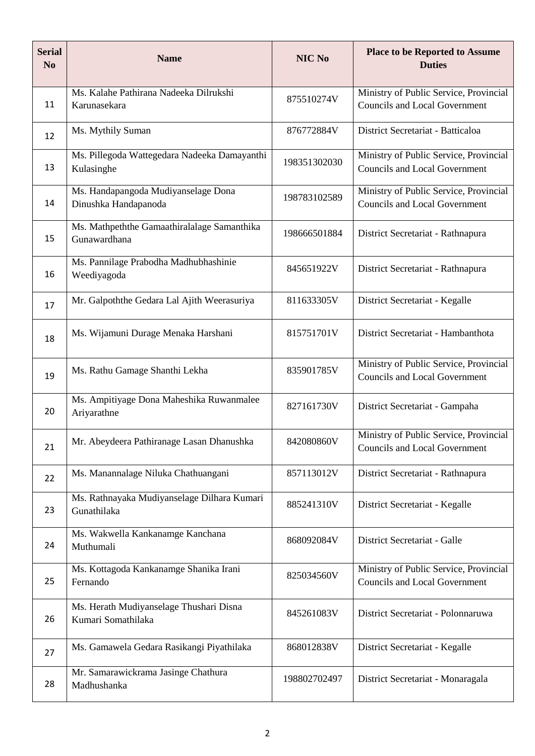| Serial No | Name | NIC No | Place to be Reported to Assume Duties |
|---|---|---|---|
| 11 | Ms. Kalahe Pathirana Nadeeka Dilrukshi Karunasekara | 875510274V | Ministry of Public Service, Provincial Councils and Local Government |
| 12 | Ms. Mythily Suman | 876772884V | District Secretariat - Batticaloa |
| 13 | Ms. Pillegoda Wattegedara Nadeeka Damayanthi Kulasinghe | 198351302030 | Ministry of Public Service, Provincial Councils and Local Government |
| 14 | Ms. Handapangoda Mudiyanselage Dona Dinushka Handapanoda | 198783102589 | Ministry of Public Service, Provincial Councils and Local Government |
| 15 | Ms. Mathpeththe Gamaathiralalage Samanthika Gunawardhana | 198666501884 | District Secretariat - Rathnapura |
| 16 | Ms. Pannilage Prabodha Madhubhashinie Weediyagoda | 845651922V | District Secretariat - Rathnapura |
| 17 | Mr. Galpoththe Gedara Lal Ajith Weerasuriya | 811633305V | District Secretariat - Kegalle |
| 18 | Ms. Wijamuni Durage Menaka Harshani | 815751701V | District Secretariat - Hambanthota |
| 19 | Ms. Rathu Gamage Shanthi Lekha | 835901785V | Ministry of Public Service, Provincial Councils and Local Government |
| 20 | Ms. Ampitiyage Dona Maheshika Ruwanmalee Ariyarathne | 827161730V | District Secretariat - Gampaha |
| 21 | Mr. Abeydeera Pathiranage Lasan Dhanushka | 842080860V | Ministry of Public Service, Provincial Councils and Local Government |
| 22 | Ms. Manannalage Niluka Chathuangani | 857113012V | District Secretariat - Rathnapura |
| 23 | Ms. Rathnayaka Mudiyanselage Dilhara Kumari Gunathilaka | 885241310V | District Secretariat - Kegalle |
| 24 | Ms. Wakwella Kankanamge Kanchana Muthumali | 868092084V | District Secretariat - Galle |
| 25 | Ms. Kottagoda Kankanamge Shanika Irani Fernando | 825034560V | Ministry of Public Service, Provincial Councils and Local Government |
| 26 | Ms. Herath Mudiyanselage Thushari Disna Kumari Somathilaka | 845261083V | District Secretariat - Polonnaruwa |
| 27 | Ms. Gamawela Gedara Rasikangi Piyathilaka | 868012838V | District Secretariat - Kegalle |
| 28 | Mr. Samarawickrama Jasinge Chathura Madhushanka | 198802702497 | District Secretariat - Monaragala |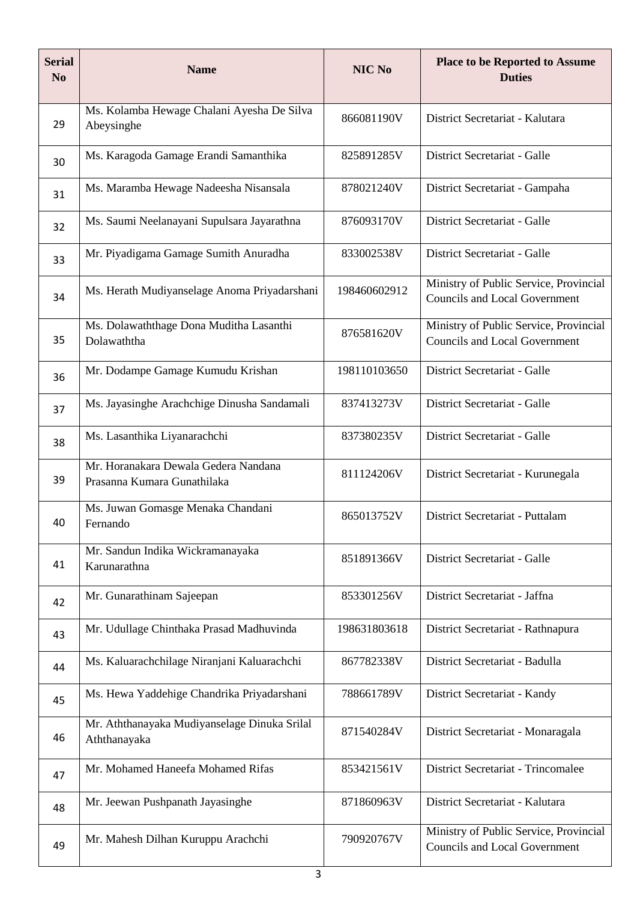| Serial No | Name | NIC No | Place to be Reported to Assume Duties |
|---|---|---|---|
| 29 | Ms. Kolamba Hewage Chalani Ayesha De Silva Abeysinghe | 866081190V | District Secretariat - Kalutara |
| 30 | Ms. Karagoda Gamage Erandi Samanthika | 825891285V | District Secretariat - Galle |
| 31 | Ms. Maramba Hewage Nadeesha Nisansala | 878021240V | District Secretariat - Gampaha |
| 32 | Ms. Saumi Neelanayani Supulsara Jayarathna | 876093170V | District Secretariat - Galle |
| 33 | Mr. Piyadigama Gamage Sumith Anuradha | 833002538V | District Secretariat - Galle |
| 34 | Ms. Herath Mudiyanselage Anoma Priyadarshani | 198460602912 | Ministry of Public Service, Provincial Councils and Local Government |
| 35 | Ms. Dolawaththage Dona Muditha Lasanthi Dolawaththa | 876581620V | Ministry of Public Service, Provincial Councils and Local Government |
| 36 | Mr. Dodampe Gamage Kumudu Krishan | 198110103650 | District Secretariat - Galle |
| 37 | Ms. Jayasinghe Arachchige Dinusha Sandamali | 837413273V | District Secretariat - Galle |
| 38 | Ms. Lasanthika Liyanarachchi | 837380235V | District Secretariat - Galle |
| 39 | Mr. Horanakara Dewala Gedera Nandana Prasanna Kumara Gunathilaka | 811124206V | District Secretariat - Kurunegala |
| 40 | Ms. Juwan Gomasge Menaka Chandani Fernando | 865013752V | District Secretariat - Puttalam |
| 41 | Mr. Sandun Indika Wickramanayaka Karunarathna | 851891366V | District Secretariat - Galle |
| 42 | Mr. Gunarathinam Sajeepan | 853301256V | District Secretariat - Jaffna |
| 43 | Mr. Udullage Chinthaka Prasad Madhuvinda | 198631803618 | District Secretariat - Rathnapura |
| 44 | Ms. Kaluarachchilage Niranjani Kaluarachchi | 867782338V | District Secretariat - Badulla |
| 45 | Ms. Hewa Yaddehige Chandrika Priyadarshani | 788661789V | District Secretariat - Kandy |
| 46 | Mr. Aththanayaka Mudiyanselage Dinuka Srilal Aththanayaka | 871540284V | District Secretariat - Monaragala |
| 47 | Mr. Mohamed Haneefa Mohamed Rifas | 853421561V | District Secretariat - Trincomalee |
| 48 | Mr. Jeewan Pushpanath Jayasinghe | 871860963V | District Secretariat - Kalutara |
| 49 | Mr. Mahesh Dilhan Kuruppu Arachchi | 790920767V | Ministry of Public Service, Provincial Councils and Local Government |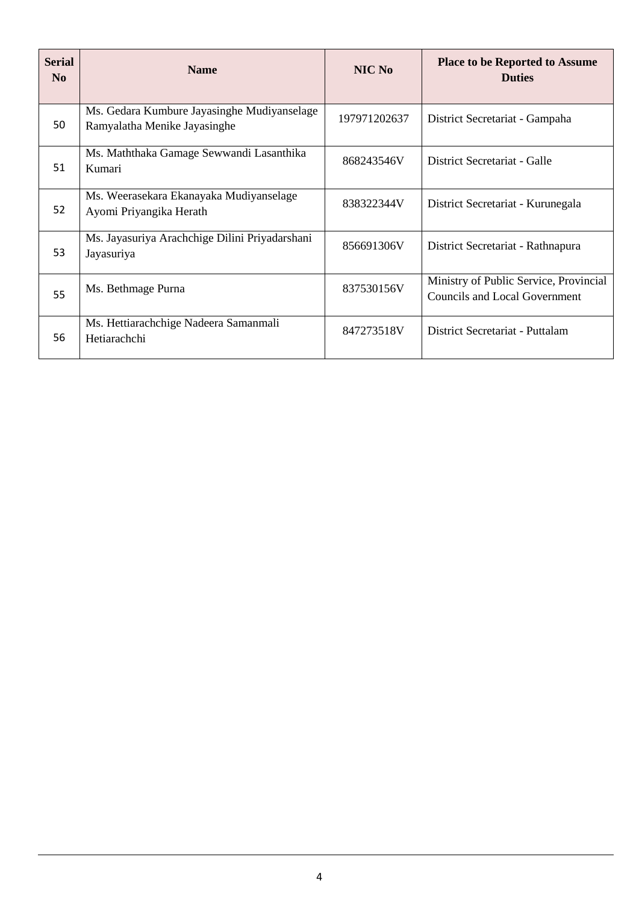| Serial No | Name | NIC No | Place to be Reported to Assume Duties |
|---|---|---|---|
| 50 | Ms. Gedara Kumbure Jayasinghe Mudiyanselage Ramyalatha Menike Jayasinghe | 197971202637 | District Secretariat - Gampaha |
| 51 | Ms. Maththaka Gamage Sewwandi Lasanthika Kumari | 868243546V | District Secretariat - Galle |
| 52 | Ms. Weerasekara Ekanayaka Mudiyanselage Ayomi Priyangika Herath | 838322344V | District Secretariat - Kurunegala |
| 53 | Ms. Jayasuriya Arachchige Dilini Priyadarshani Jayasuriya | 856691306V | District Secretariat - Rathnapura |
| 55 | Ms. Bethmage Purna | 837530156V | Ministry of Public Service, Provincial Councils and Local Government |
| 56 | Ms. Hettiarachchige Nadeera Samanmali Hetiarachchi | 847273518V | District Secretariat - Puttalam |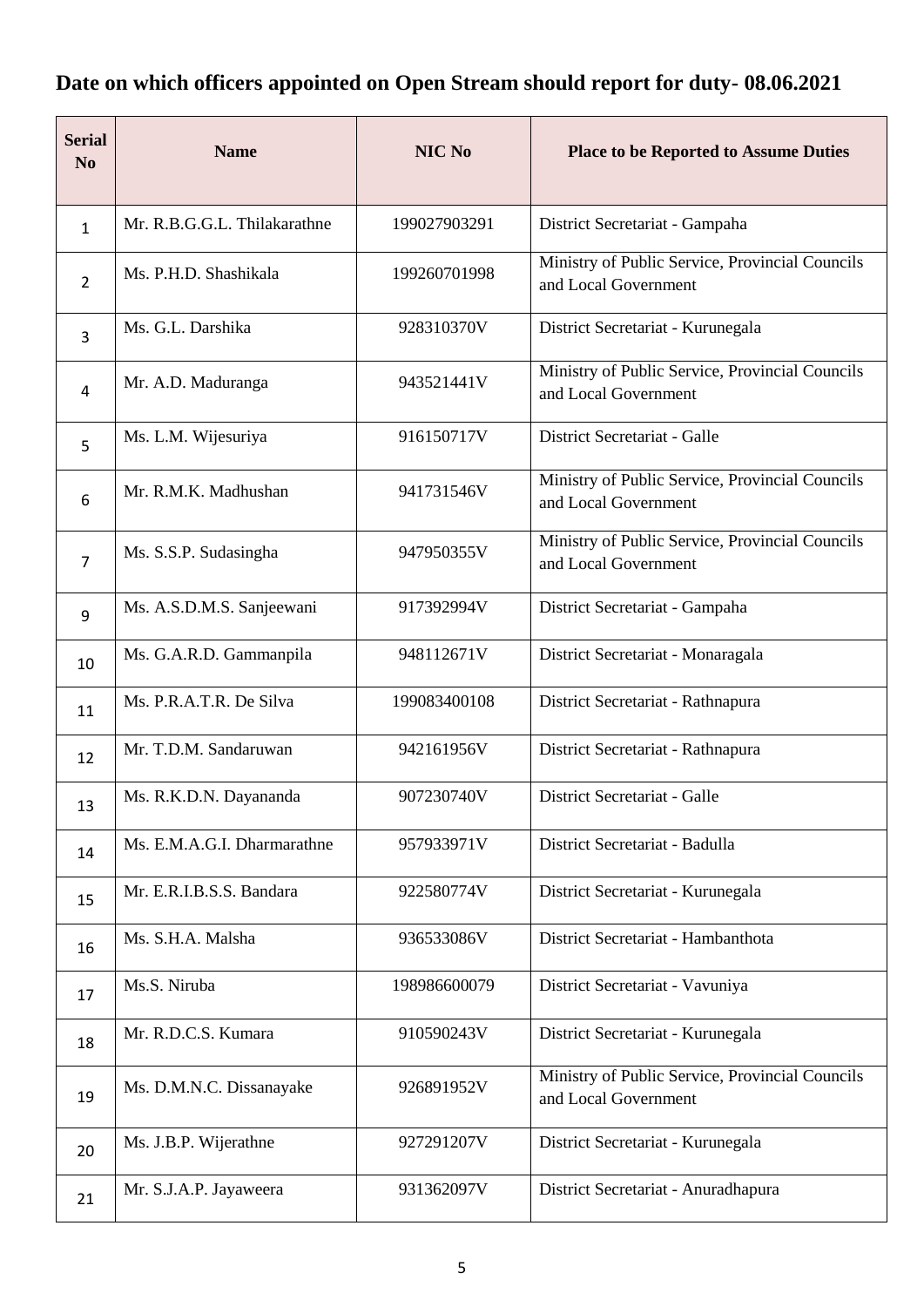## Date on which officers appointed on Open Stream should report for duty- 08.06.2021

| Serial No | Name | NIC No | Place to be Reported to Assume Duties |
|---|---|---|---|
| 1 | Mr. R.B.G.G.L. Thilakarathne | 199027903291 | District Secretariat - Gampaha |
| 2 | Ms. P.H.D. Shashikala | 199260701998 | Ministry of Public Service, Provincial Councils and Local Government |
| 3 | Ms. G.L. Darshika | 928310370V | District Secretariat - Kurunegala |
| 4 | Mr. A.D. Maduranga | 943521441V | Ministry of Public Service, Provincial Councils and Local Government |
| 5 | Ms. L.M. Wijesuriya | 916150717V | District Secretariat - Galle |
| 6 | Mr. R.M.K. Madhushan | 941731546V | Ministry of Public Service, Provincial Councils and Local Government |
| 7 | Ms. S.S.P. Sudasingha | 947950355V | Ministry of Public Service, Provincial Councils and Local Government |
| 9 | Ms. A.S.D.M.S. Sanjeewani | 917392994V | District Secretariat - Gampaha |
| 10 | Ms. G.A.R.D. Gammanpila | 948112671V | District Secretariat - Monaragala |
| 11 | Ms. P.R.A.T.R. De Silva | 199083400108 | District Secretariat - Rathnapura |
| 12 | Mr. T.D.M. Sandaruwan | 942161956V | District Secretariat - Rathnapura |
| 13 | Ms. R.K.D.N. Dayananda | 907230740V | District Secretariat - Galle |
| 14 | Ms. E.M.A.G.I. Dharmarathne | 957933971V | District Secretariat - Badulla |
| 15 | Mr. E.R.I.B.S.S. Bandara | 922580774V | District Secretariat - Kurunegala |
| 16 | Ms. S.H.A. Malsha | 936533086V | District Secretariat - Hambanthota |
| 17 | Ms.S. Niruba | 198986600079 | District Secretariat - Vavuniya |
| 18 | Mr. R.D.C.S. Kumara | 910590243V | District Secretariat - Kurunegala |
| 19 | Ms. D.M.N.C. Dissanayake | 926891952V | Ministry of Public Service, Provincial Councils and Local Government |
| 20 | Ms. J.B.P. Wijerathne | 927291207V | District Secretariat - Kurunegala |
| 21 | Mr. S.J.A.P. Jayaweera | 931362097V | District Secretariat - Anuradhapura |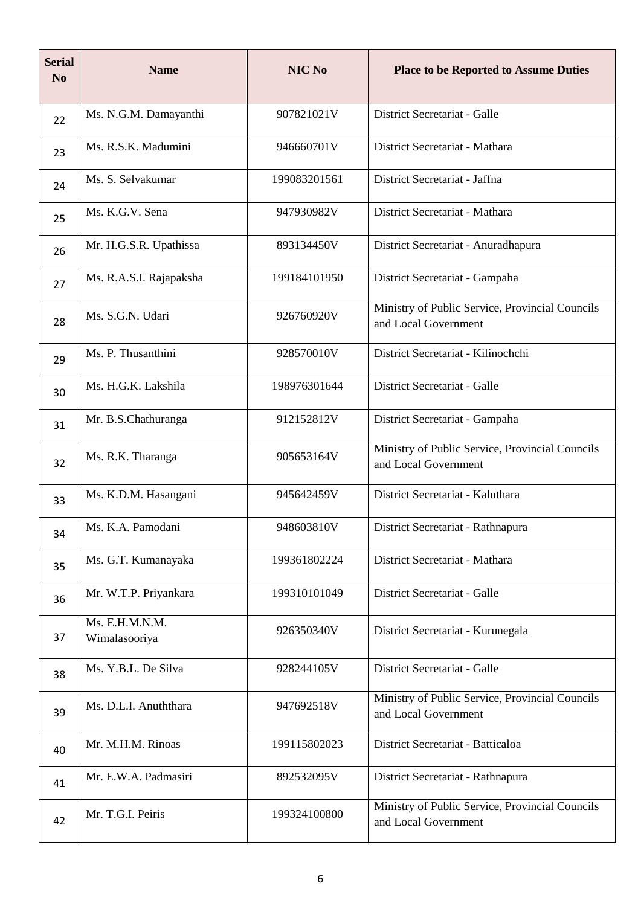| Serial No | Name | NIC No | Place to be Reported to Assume Duties |
|---|---|---|---|
| 22 | Ms. N.G.M. Damayanthi | 907821021V | District Secretariat - Galle |
| 23 | Ms. R.S.K. Madumini | 946660701V | District Secretariat - Mathara |
| 24 | Ms. S. Selvakumar | 199083201561 | District Secretariat - Jaffna |
| 25 | Ms. K.G.V. Sena | 947930982V | District Secretariat - Mathara |
| 26 | Mr. H.G.S.R. Upathissa | 893134450V | District Secretariat - Anuradhapura |
| 27 | Ms. R.A.S.I. Rajapaksha | 199184101950 | District Secretariat - Gampaha |
| 28 | Ms. S.G.N. Udari | 926760920V | Ministry of Public Service, Provincial Councils and Local Government |
| 29 | Ms. P. Thusanthini | 928570010V | District Secretariat - Kilinochchi |
| 30 | Ms. H.G.K. Lakshila | 198976301644 | District Secretariat - Galle |
| 31 | Mr. B.S.Chathuranga | 912152812V | District Secretariat - Gampaha |
| 32 | Ms. R.K. Tharanga | 905653164V | Ministry of Public Service, Provincial Councils and Local Government |
| 33 | Ms. K.D.M. Hasangani | 945642459V | District Secretariat - Kaluthara |
| 34 | Ms. K.A. Pamodani | 948603810V | District Secretariat - Rathnapura |
| 35 | Ms. G.T. Kumanayaka | 199361802224 | District Secretariat - Mathara |
| 36 | Mr. W.T.P. Priyankara | 199310101049 | District Secretariat - Galle |
| 37 | Ms. E.H.M.N.M. Wimalasooriya | 926350340V | District Secretariat - Kurunegala |
| 38 | Ms. Y.B.L. De Silva | 928244105V | District Secretariat - Galle |
| 39 | Ms. D.L.I. Anuththara | 947692518V | Ministry of Public Service, Provincial Councils and Local Government |
| 40 | Mr. M.H.M. Rinoas | 199115802023 | District Secretariat - Batticaloa |
| 41 | Mr. E.W.A. Padmasiri | 892532095V | District Secretariat - Rathnapura |
| 42 | Mr. T.G.I. Peiris | 199324100800 | Ministry of Public Service, Provincial Councils and Local Government |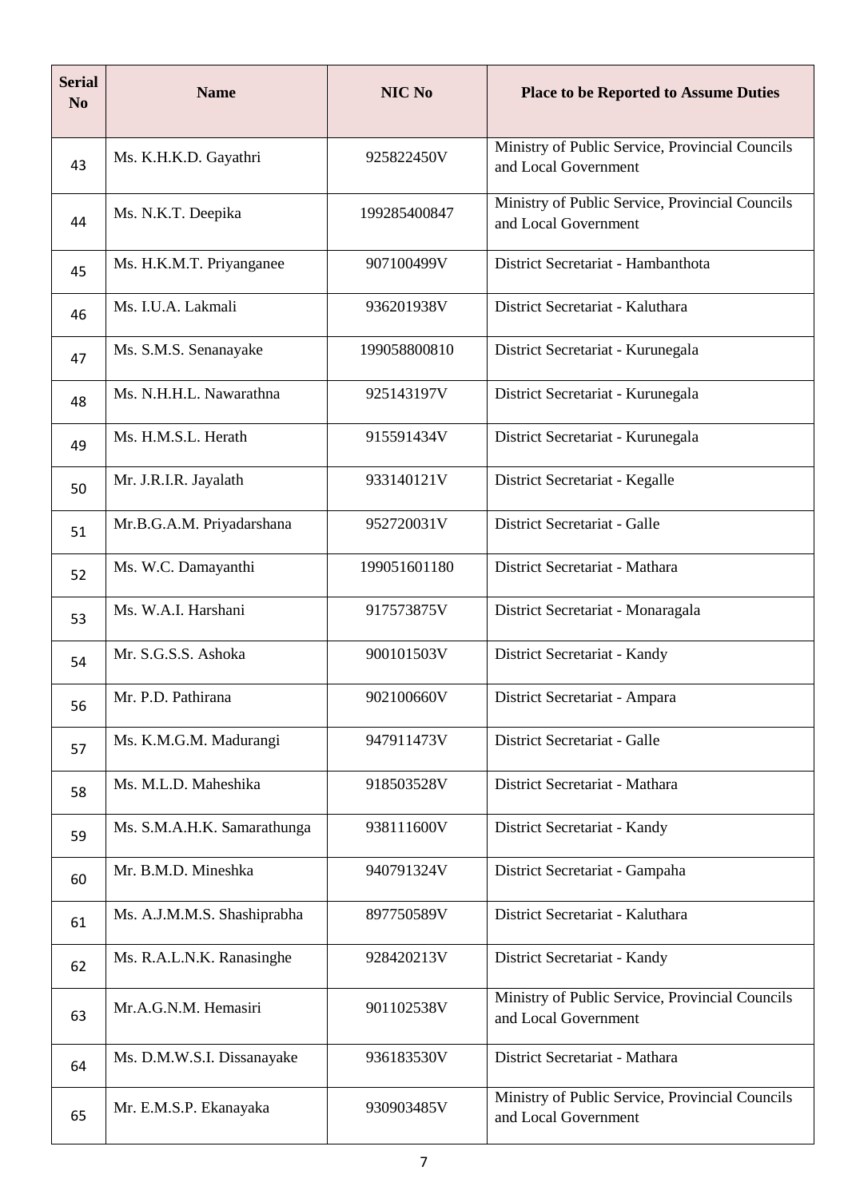| Serial No | Name | NIC No | Place to be Reported to Assume Duties |
|---|---|---|---|
| 43 | Ms. K.H.K.D. Gayathri | 925822450V | Ministry of Public Service, Provincial Councils and Local Government |
| 44 | Ms. N.K.T. Deepika | 199285400847 | Ministry of Public Service, Provincial Councils and Local Government |
| 45 | Ms. H.K.M.T. Priyanganee | 907100499V | District Secretariat - Hambanthota |
| 46 | Ms. I.U.A. Lakmali | 936201938V | District Secretariat - Kaluthara |
| 47 | Ms. S.M.S. Senanayake | 199058800810 | District Secretariat - Kurunegala |
| 48 | Ms. N.H.H.L. Nawarathna | 925143197V | District Secretariat - Kurunegala |
| 49 | Ms. H.M.S.L. Herath | 915591434V | District Secretariat - Kurunegala |
| 50 | Mr. J.R.I.R. Jayalath | 933140121V | District Secretariat - Kegalle |
| 51 | Mr.B.G.A.M. Priyadarshana | 952720031V | District Secretariat - Galle |
| 52 | Ms. W.C. Damayanthi | 199051601180 | District Secretariat - Mathara |
| 53 | Ms. W.A.I. Harshani | 917573875V | District Secretariat - Monaragala |
| 54 | Mr. S.G.S.S. Ashoka | 900101503V | District Secretariat - Kandy |
| 56 | Mr. P.D. Pathirana | 902100660V | District Secretariat - Ampara |
| 57 | Ms. K.M.G.M. Madurangi | 947911473V | District Secretariat - Galle |
| 58 | Ms. M.L.D. Maheshika | 918503528V | District Secretariat - Mathara |
| 59 | Ms. S.M.A.H.K. Samarathunga | 938111600V | District Secretariat - Kandy |
| 60 | Mr. B.M.D. Mineshka | 940791324V | District Secretariat - Gampaha |
| 61 | Ms. A.J.M.M.S. Shashiprabha | 897750589V | District Secretariat - Kaluthara |
| 62 | Ms. R.A.L.N.K. Ranasinghe | 928420213V | District Secretariat - Kandy |
| 63 | Mr.A.G.N.M. Hemasiri | 901102538V | Ministry of Public Service, Provincial Councils and Local Government |
| 64 | Ms. D.M.W.S.I. Dissanayake | 936183530V | District Secretariat - Mathara |
| 65 | Mr. E.M.S.P. Ekanayaka | 930903485V | Ministry of Public Service, Provincial Councils and Local Government |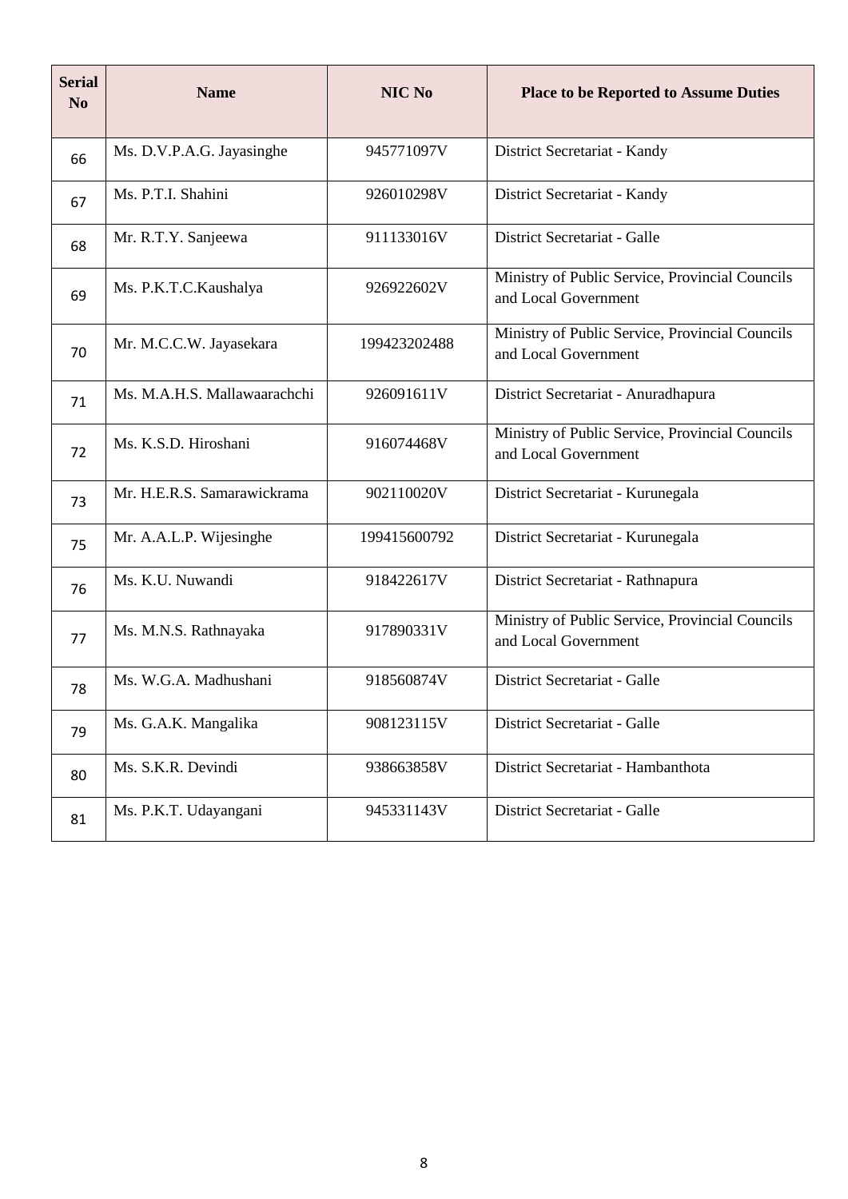| Serial No | Name | NIC No | Place to be Reported to Assume Duties |
|---|---|---|---|
| 66 | Ms. D.V.P.A.G. Jayasinghe | 945771097V | District Secretariat - Kandy |
| 67 | Ms. P.T.I. Shahini | 926010298V | District Secretariat - Kandy |
| 68 | Mr. R.T.Y. Sanjeewa | 911133016V | District Secretariat - Galle |
| 69 | Ms. P.K.T.C.Kaushalya | 926922602V | Ministry of Public Service, Provincial Councils and Local Government |
| 70 | Mr. M.C.C.W. Jayasekara | 199423202488 | Ministry of Public Service, Provincial Councils and Local Government |
| 71 | Ms. M.A.H.S. Mallawaarachchi | 926091611V | District Secretariat - Anuradhapura |
| 72 | Ms. K.S.D. Hiroshani | 916074468V | Ministry of Public Service, Provincial Councils and Local Government |
| 73 | Mr. H.E.R.S. Samarawickrama | 902110020V | District Secretariat - Kurunegala |
| 75 | Mr. A.A.L.P. Wijesinghe | 199415600792 | District Secretariat - Kurunegala |
| 76 | Ms. K.U. Nuwandi | 918422617V | District Secretariat - Rathnapura |
| 77 | Ms. M.N.S. Rathnayaka | 917890331V | Ministry of Public Service, Provincial Councils and Local Government |
| 78 | Ms. W.G.A. Madhushani | 918560874V | District Secretariat - Galle |
| 79 | Ms. G.A.K. Mangalika | 908123115V | District Secretariat - Galle |
| 80 | Ms. S.K.R. Devindi | 938663858V | District Secretariat - Hambanthota |
| 81 | Ms. P.K.T. Udayangani | 945331143V | District Secretariat - Galle |